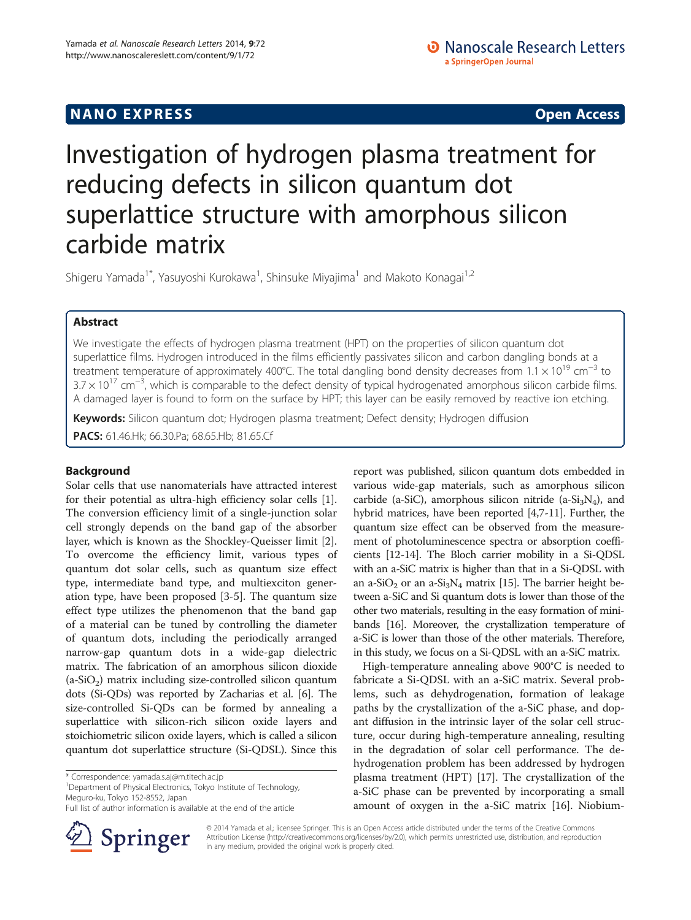NANO EXPRESS **Open Access**

# Investigation of hydrogen plasma treatment for reducing defects in silicon quantum dot superlattice structure with amorphous silicon carbide matrix

Shigeru Yamada[1*], Yasuyoshi Kurokawa[1], Shinsuke Miyajima[1] and Makoto Konagai[1,2]

## Abstract

We investigate the effects of hydrogen plasma treatment (HPT) on the properties of silicon quantum dot superlattice films. Hydrogen introduced in the films efficiently passivates silicon and carbon dangling bonds at a treatment temperature of approximately 400°C. The total dangling bond density decreases from $1.1 \times 10^{19}$ cm$^{-3}$ to $3.7 \times 10^{17}$ cm$^{-3}$, which is comparable to the defect density of typical hydrogenated amorphous silicon carbide films. A damaged layer is found to form on the surface by HPT; this layer can be easily removed by reactive ion etching.

**Keywords:** Silicon quantum dot; Hydrogen plasma treatment; Defect density; Hydrogen diffusion

**PACS:** 61.46.Hk; 66.30.Pa; 68.65.Hb; 81.65.Cf

## Background

Solar cells that use nanomaterials have attracted interest for their potential as ultra-high efficiency solar cells [1]. The conversion efficiency limit of a single-junction solar cell strongly depends on the band gap of the absorber layer, which is known as the Shockley-Queisser limit [2]. To overcome the efficiency limit, various types of quantum dot solar cells, such as quantum size effect type, intermediate band type, and multiexciton generation type, have been proposed [3-5]. The quantum size effect type utilizes the phenomenon that the band gap of a material can be tuned by controlling the diameter of quantum dots, including the periodically arranged narrow-gap quantum dots in a wide-gap dielectric matrix. The fabrication of an amorphous silicon dioxide (a-$SiO_2$) matrix including size-controlled silicon quantum dots (Si-QDs) was reported by Zacharias et al. [6]. The size-controlled Si-QDs can be formed by annealing a superlattice with silicon-rich silicon oxide layers and stoichiometric silicon oxide layers, which is called a silicon quantum dot superlattice structure (Si-QDSL). Since this report was published, silicon quantum dots embedded in various wide-gap materials, such as amorphous silicon carbide (a-SiC), amorphous silicon nitride (a-$Si_3N_4$), and hybrid matrices, have been reported [4,7-11]. Further, the quantum size effect can be observed from the measurement of photoluminescence spectra or absorption coefficients [12-14]. The Bloch carrier mobility in a Si-QDSL with an a-SiC matrix is higher than that in a Si-QDSL with an a-$SiO_2$ or an a-$Si_3N_4$ matrix [15]. The barrier height between a-SiC and Si quantum dots is lower than those of the other two materials, resulting in the easy formation of minibands [16]. Moreover, the crystallization temperature of a-SiC is lower than those of the other materials. Therefore, in this study, we focus on a Si-QDSL with an a-SiC matrix.

High-temperature annealing above 900°C is needed to fabricate a Si-QDSL with an a-SiC matrix. Several problems, such as dehydrogenation, formation of leakage paths by the crystallization of the a-SiC phase, and dopant diffusion in the intrinsic layer of the solar cell structure, occur during high-temperature annealing, resulting in the degradation of solar cell performance. The dehydrogenation problem has been addressed by hydrogen plasma treatment (HPT) [17]. The crystallization of the a-SiC phase can be prevented by incorporating a small amount of oxygen in the a-SiC matrix [16]. Niobium-

\* Correspondence: yamada.s.aj@m.titech.ac.jp
[1]Department of Physical Electronics, Tokyo Institute of Technology, Meguro-ku, Tokyo 152-8552, Japan
Full list of author information is available at the end of the article

© 2014 Yamada et al.; licensee Springer. This is an Open Access article distributed under the terms of the Creative Commons Attribution License (http://creativecommons.org/licenses/by/2.0), which permits unrestricted use, distribution, and reproduction in any medium, provided the original work is properly cited.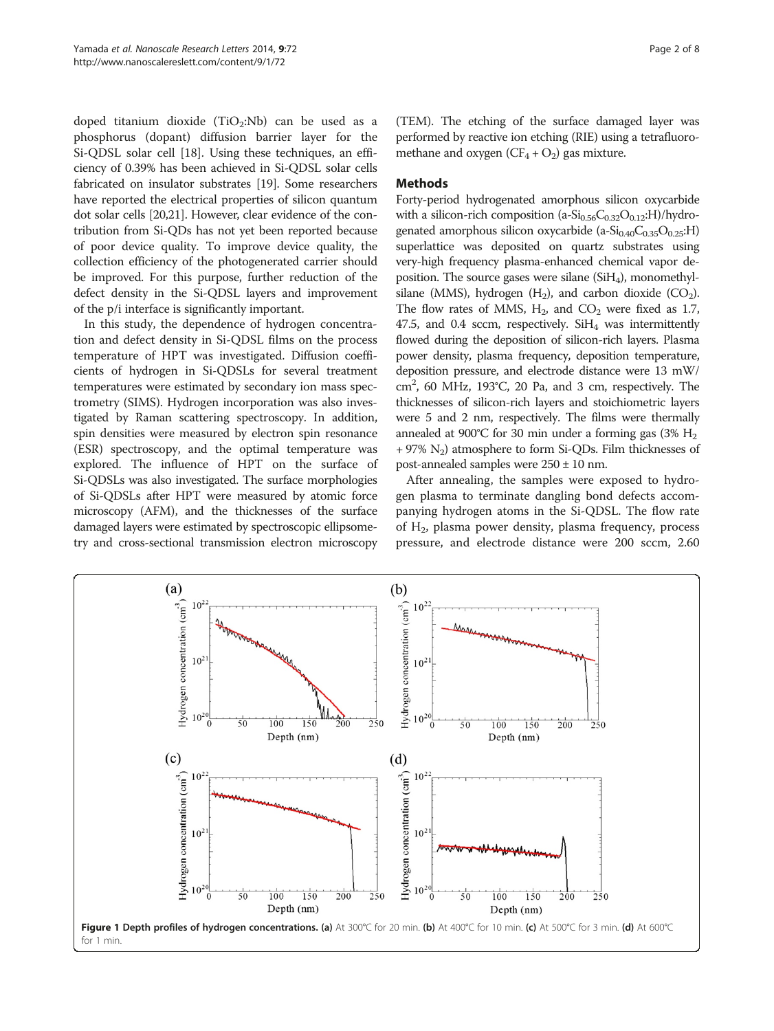doped titanium dioxide ($TiO_2$:Nb) can be used as a phosphorus (dopant) diffusion barrier layer for the Si-QDSL solar cell [18]. Using these techniques, an efficiency of 0.39% has been achieved in Si-QDSL solar cells fabricated on insulator substrates [19]. Some researchers have reported the electrical properties of silicon quantum dot solar cells [20,21]. However, clear evidence of the contribution from Si-QDs has not yet been reported because of poor device quality. To improve device quality, the collection efficiency of the photogenerated carrier should be improved. For this purpose, further reduction of the defect density in the Si-QDSL layers and improvement of the p/i interface is significantly important.

In this study, the dependence of hydrogen concentration and defect density in Si-QDSL films on the process temperature of HPT was investigated. Diffusion coefficients of hydrogen in Si-QDSLs for several treatment temperatures were estimated by secondary ion mass spectrometry (SIMS). Hydrogen incorporation was also investigated by Raman scattering spectroscopy. In addition, spin densities were measured by electron spin resonance (ESR) spectroscopy, and the optimal temperature was explored. The influence of HPT on the surface of Si-QDSLs was also investigated. The surface morphologies of Si-QDSLs after HPT were measured by atomic force microscopy (AFM), and the thicknesses of the surface damaged layers were estimated by spectroscopic ellipsometry and cross-sectional transmission electron microscopy (TEM). The etching of the surface damaged layer was performed by reactive ion etching (RIE) using a tetrafluoromethane and oxygen ($CF_4 + O_2$) gas mixture.

## Methods

Forty-period hydrogenated amorphous silicon oxycarbide with a silicon-rich composition (a-$Si_{0.56}C_{0.32}O_{0.12}$:H)/hydrogenated amorphous silicon oxycarbide (a-$Si_{0.40}C_{0.35}O_{0.25}$:H) superlattice was deposited on quartz substrates using very-high frequency plasma-enhanced chemical vapor deposition. The source gases were silane ($SiH_4$), monomethylsilane (MMS), hydrogen ($H_2$), and carbon dioxide ($CO_2$). The flow rates of MMS, $H_2$, and $CO_2$ were fixed as 1.7, 47.5, and 0.4 sccm, respectively. $SiH_4$ was intermittently flowed during the deposition of silicon-rich layers. Plasma power density, plasma frequency, deposition temperature, deposition pressure, and electrode distance were 13 mW/cm$^2$, 60 MHz, 193°C, 20 Pa, and 3 cm, respectively. The thicknesses of silicon-rich layers and stoichiometric layers were 5 and 2 nm, respectively. The films were thermally annealed at 900°C for 30 min under a forming gas (3% $H_2$ + 97% $N_2$) atmosphere to form Si-QDs. Film thicknesses of post-annealed samples were 250 ± 10 nm.

After annealing, the samples were exposed to hydrogen plasma to terminate dangling bond defects accompanying hydrogen atoms in the Si-QDSL. The flow rate of $H_2$, plasma power density, plasma frequency, process pressure, and electrode distance were 200 sccm, 2.60

**Figure 1 Depth profiles of hydrogen concentrations.** **(a)** At 300°C for 20 min. **(b)** At 400°C for 10 min. **(c)** At 500°C for 3 min. **(d)** At 600°C for 1 min.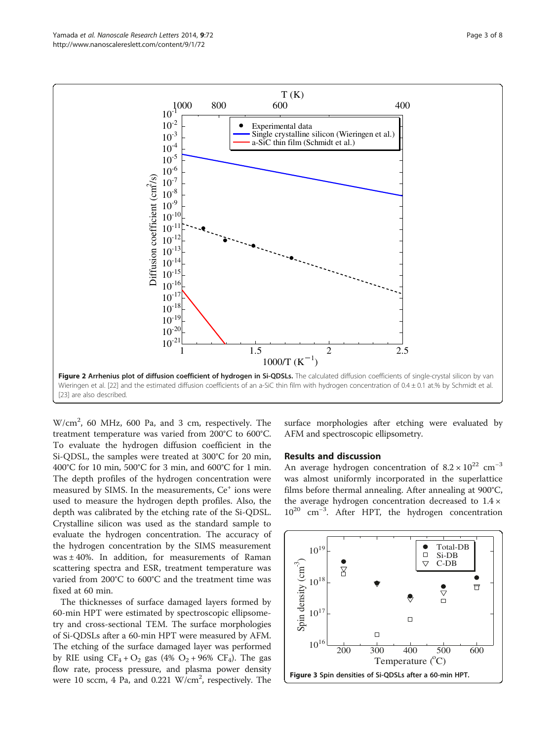**Figure 2 Arrhenius plot of diffusion coefficient of hydrogen in Si-QDSLs.** The calculated diffusion coefficients of single-crystal silicon by van Wieringen et al. [22] and the estimated diffusion coefficients of an a-SiC thin film with hydrogen concentration of 0.4 ± 0.1 at.% by Schmidt et al. [23] are also described.

$W/cm^2$, 60 MHz, 600 Pa, and 3 cm, respectively. The treatment temperature was varied from 200°C to 600°C. To evaluate the hydrogen diffusion coefficient in the Si-QDSL, the samples were treated at 300°C for 20 min, 400°C for 10 min, 500°C for 3 min, and 600°C for 1 min. The depth profiles of the hydrogen concentration were measured by SIMS. In the measurements, $Ce^+$ ions were used to measure the hydrogen depth profiles. Also, the depth was calibrated by the etching rate of the Si-QDSL. Crystalline silicon was used as the standard sample to evaluate the hydrogen concentration. The accuracy of the hydrogen concentration by the SIMS measurement was ± 40%. In addition, for measurements of Raman scattering spectra and ESR, treatment temperature was varied from 200°C to 600°C and the treatment time was fixed at 60 min.

The thicknesses of surface damaged layers formed by 60-min HPT were estimated by spectroscopic ellipsometry and cross-sectional TEM. The surface morphologies of Si-QDSLs after a 60-min HPT were measured by AFM. The etching of the surface damaged layer was performed by RIE using $CF_4 + O_2$ gas (4% $O_2$ + 96% $CF_4$). The gas flow rate, process pressure, and plasma power density were 10 sccm, 4 Pa, and 0.221 $W/cm^2$, respectively. The surface morphologies after etching were evaluated by AFM and spectroscopic ellipsometry.

## Results and discussion

An average hydrogen concentration of $8.2 \times 10^{22}$ $cm^{-3}$ was almost uniformly incorporated in the superlattice films before thermal annealing. After annealing at 900°C, the average hydrogen concentration decreased to $1.4 \times 10^{20}$ $cm^{-3}$. After HPT, the hydrogen concentration

**Figure 3 Spin densities of Si-QDSLs after a 60-min HPT.**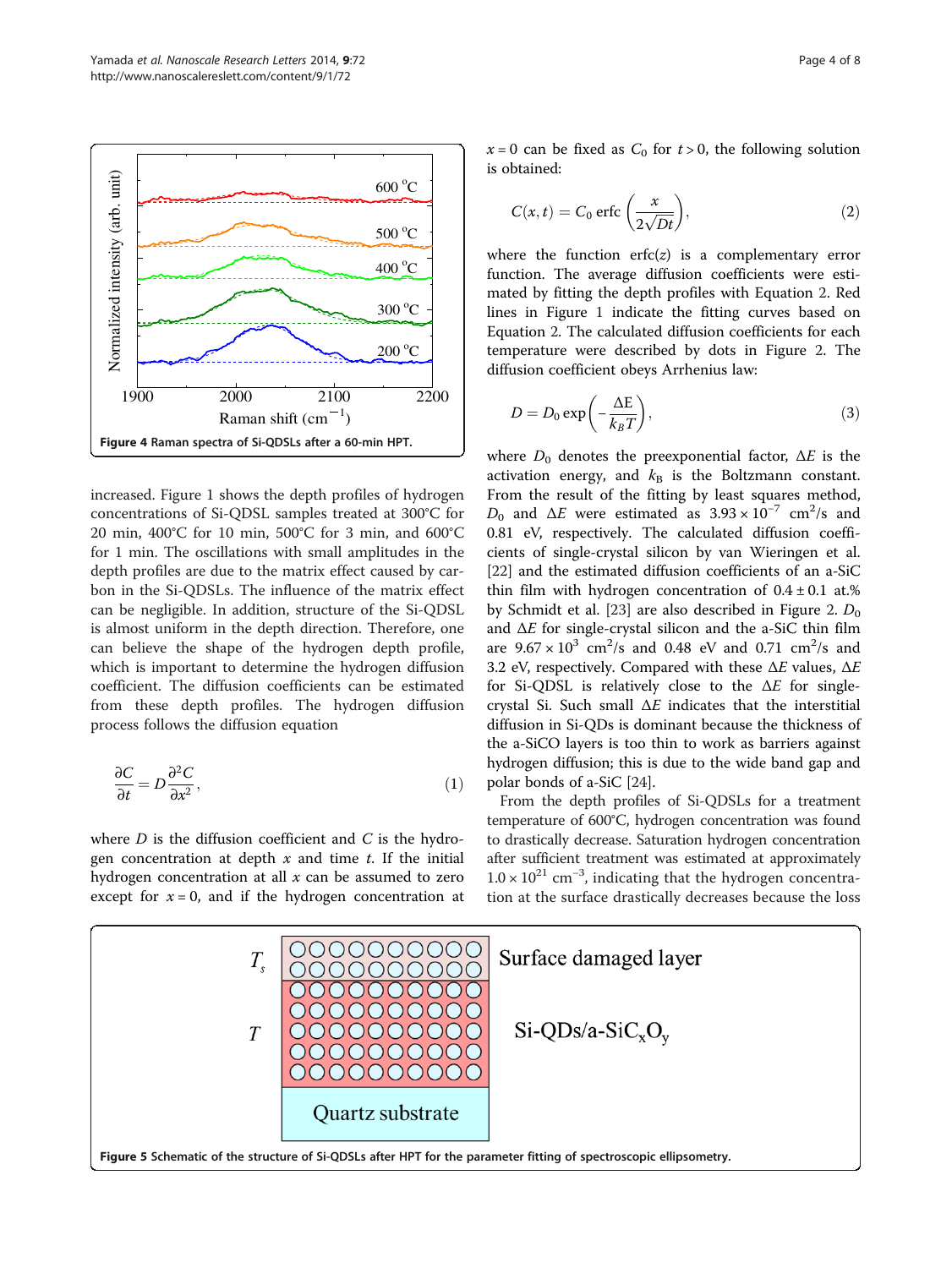Figure 4 Raman spectra of Si-QDSLs after a 60-min HPT.

increased. Figure 1 shows the depth profiles of hydrogen concentrations of Si-QDSL samples treated at 300°C for 20 min, 400°C for 10 min, 500°C for 3 min, and 600°C for 1 min. The oscillations with small amplitudes in the depth profiles are due to the matrix effect caused by carbon in the Si-QDSLs. The influence of the matrix effect can be negligible. In addition, structure of the Si-QDSL is almost uniform in the depth direction. Therefore, one can believe the shape of the hydrogen depth profile, which is important to determine the hydrogen diffusion coefficient. The diffusion coefficients can be estimated from these depth profiles. The hydrogen diffusion process follows the diffusion equation

$$\frac{\partial C}{\partial t} = D\frac{\partial^2 C}{\partial x^2}, \tag{1}$$

where $D$ is the diffusion coefficient and $C$ is the hydrogen concentration at depth $x$ and time $t$. If the initial hydrogen concentration at all $x$ can be assumed to zero except for $x = 0$, and if the hydrogen concentration at $x = 0$ can be fixed as $C_0$ for $t > 0$, the following solution is obtained:

$$C(x,t) = C_0 \,\mathrm{erfc}\left(\frac{x}{2\sqrt{Dt}}\right), \tag{2}$$

where the function erfc($z$) is a complementary error function. The average diffusion coefficients were estimated by fitting the depth profiles with Equation 2. Red lines in Figure 1 indicate the fitting curves based on Equation 2. The calculated diffusion coefficients for each temperature were described by dots in Figure 2. The diffusion coefficient obeys Arrhenius law:

$$D = D_0 \exp\left(-\frac{\Delta E}{k_B T}\right), \tag{3}$$

where $D_0$ denotes the preexponential factor, $\Delta E$ is the activation energy, and $k_B$ is the Boltzmann constant. From the result of the fitting by least squares method, $D_0$ and $\Delta E$ were estimated as $3.93 \times 10^{-7}$ cm$^2$/s and 0.81 eV, respectively. The calculated diffusion coefficients of single-crystal silicon by van Wieringen et al. [22] and the estimated diffusion coefficients of an a-SiC thin film with hydrogen concentration of 0.4 ± 0.1 at.% by Schmidt et al. [23] are also described in Figure 2. $D_0$ and $\Delta E$ for single-crystal silicon and the a-SiC thin film are $9.67 \times 10^{3}$ cm$^2$/s and 0.48 eV and 0.71 cm$^2$/s and 3.2 eV, respectively. Compared with these $\Delta E$ values, $\Delta E$ for Si-QDSL is relatively close to the $\Delta E$ for single-crystal Si. Such small $\Delta E$ indicates that the interstitial diffusion in Si-QDs is dominant because the thickness of the a-SiCO layers is too thin to work as barriers against hydrogen diffusion; this is due to the wide band gap and polar bonds of a-SiC [24].

From the depth profiles of Si-QDSLs for a treatment temperature of 600°C, hydrogen concentration was found to drastically decrease. Saturation hydrogen concentration after sufficient treatment was estimated at approximately $1.0 \times 10^{21}$ cm$^{-3}$, indicating that the hydrogen concentration at the surface drastically decreases because the loss

Figure 5 Schematic of the structure of Si-QDSLs after HPT for the parameter fitting of spectroscopic ellipsometry.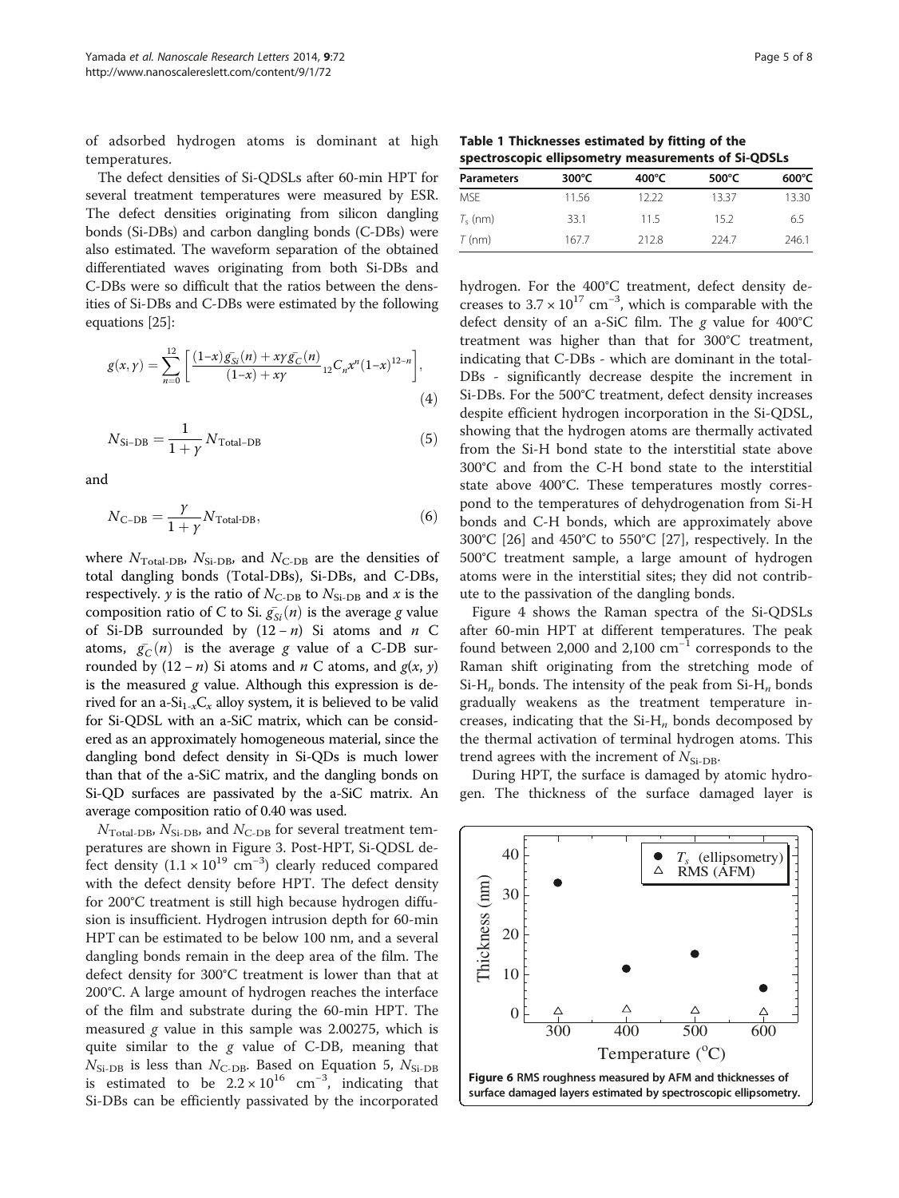of adsorbed hydrogen atoms is dominant at high temperatures.

The defect densities of Si-QDSLs after 60-min HPT for several treatment temperatures were measured by ESR. The defect densities originating from silicon dangling bonds (Si-DBs) and carbon dangling bonds (C-DBs) were also estimated. The waveform separation of the obtained differentiated waves originating from both Si-DBs and C-DBs were so difficult that the ratios between the densities of Si-DBs and C-DBs were estimated by the following equations [25]:

$$g(x, \gamma) = \sum_{n=0}^{12} \left[ \frac{(1-x)\bar{g_{Si}}(n) + x\gamma \bar{g_C}(n)}{(1-x) + x\gamma} {}_{12}C_n x^n (1-x)^{12-n} \right], \tag{4}$$

$$N_{\text{Si-DB}} = \frac{1}{1+\gamma} N_{\text{Total-DB}} \tag{5}$$

and

$$N_{\text{C-DB}} = \frac{\gamma}{1+\gamma} N_{\text{Total-DB}}, \tag{6}$$

where $N_{\text{Total-DB}}$, $N_{\text{Si-DB}}$, and $N_{\text{C-DB}}$ are the densities of total dangling bonds (Total-DBs), Si-DBs, and C-DBs, respectively. $\gamma$ is the ratio of $N_{\text{C-DB}}$ to $N_{\text{Si-DB}}$ and $x$ is the composition ratio of C to Si. $\bar{g_{Si}}(n)$ is the average $g$ value of Si-DB surrounded by $(12 - n)$ Si atoms and $n$ C atoms, $\bar{g_C}(n)$ is the average $g$ value of a C-DB surrounded by $(12 - n)$ Si atoms and $n$ C atoms, and $g(x, y)$ is the measured $g$ value. Although this expression is derived for an a-$Si_{1-x}C_x$ alloy system, it is believed to be valid for Si-QDSL with an a-SiC matrix, which can be considered as an approximately homogeneous material, since the dangling bond defect density in Si-QDs is much lower than that of the a-SiC matrix, and the dangling bonds on Si-QD surfaces are passivated by the a-SiC matrix. An average composition ratio of 0.40 was used.

$N_{\text{Total-DB}}$, $N_{\text{Si-DB}}$, and $N_{\text{C-DB}}$ for several treatment temperatures are shown in Figure 3. Post-HPT, Si-QDSL defect density ($1.1 \times 10^{19}$ cm$^{-3}$) clearly reduced compared with the defect density before HPT. The defect density for 200°C treatment is still high because hydrogen diffusion is insufficient. Hydrogen intrusion depth for 60-min HPT can be estimated to be below 100 nm, and a several dangling bonds remain in the deep area of the film. The defect density for 300°C treatment is lower than that at 200°C. A large amount of hydrogen reaches the interface of the film and substrate during the 60-min HPT. The measured $g$ value in this sample was 2.00275, which is quite similar to the $g$ value of C-DB, meaning that $N_{\text{Si-DB}}$ is less than $N_{\text{C-DB}}$. Based on Equation 5, $N_{\text{Si-DB}}$ is estimated to be $2.2 \times 10^{16}$ cm$^{-3}$, indicating that Si-DBs can be efficiently passivated by the incorporated hydrogen. For the 400°C treatment, defect density decreases to $3.7 \times 10^{17}$ cm$^{-3}$, which is comparable with the defect density of an a-SiC film. The $g$ value for 400°C treatment was higher than that for 300°C treatment, indicating that C-DBs - which are dominant in the total-DBs - significantly decrease despite the increment in Si-DBs. For the 500°C treatment, defect density increases despite efficient hydrogen incorporation in the Si-QDSL, showing that the hydrogen atoms are thermally activated from the Si-H bond state to the interstitial state above 300°C and from the C-H bond state to the interstitial state above 400°C. These temperatures mostly correspond to the temperatures of dehydrogenation from Si-H bonds and C-H bonds, which are approximately above 300°C [26] and 450°C to 550°C [27], respectively. In the 500°C treatment sample, a large amount of hydrogen atoms were in the interstitial sites; they did not contribute to the passivation of the dangling bonds.

**Table 1 Thicknesses estimated by fitting of the spectroscopic ellipsometry measurements of Si-QDSLs**

| Parameters | 300°C | 400°C | 500°C | 600°C |
|---|---|---|---|---|
| MSE | 11.56 | 12.22 | 13.37 | 13.30 |
| $T_s$ (nm) | 33.1 | 11.5 | 15.2 | 6.5 |
| $T$ (nm) | 167.7 | 212.8 | 224.7 | 246.1 |

Figure 4 shows the Raman spectra of the Si-QDSLs after 60-min HPT at different temperatures. The peak found between 2,000 and 2,100 cm$^{-1}$ corresponds to the Raman shift originating from the stretching mode of Si-$H_n$ bonds. The intensity of the peak from Si-$H_n$ bonds gradually weakens as the treatment temperature increases, indicating that the Si-$H_n$ bonds decomposed by the thermal activation of terminal hydrogen atoms. This trend agrees with the increment of $N_{\text{Si-DB}}$.

During HPT, the surface is damaged by atomic hydrogen. The thickness of the surface damaged layer is

**Figure 6 RMS roughness measured by AFM and thicknesses of surface damaged layers estimated by spectroscopic ellipsometry.**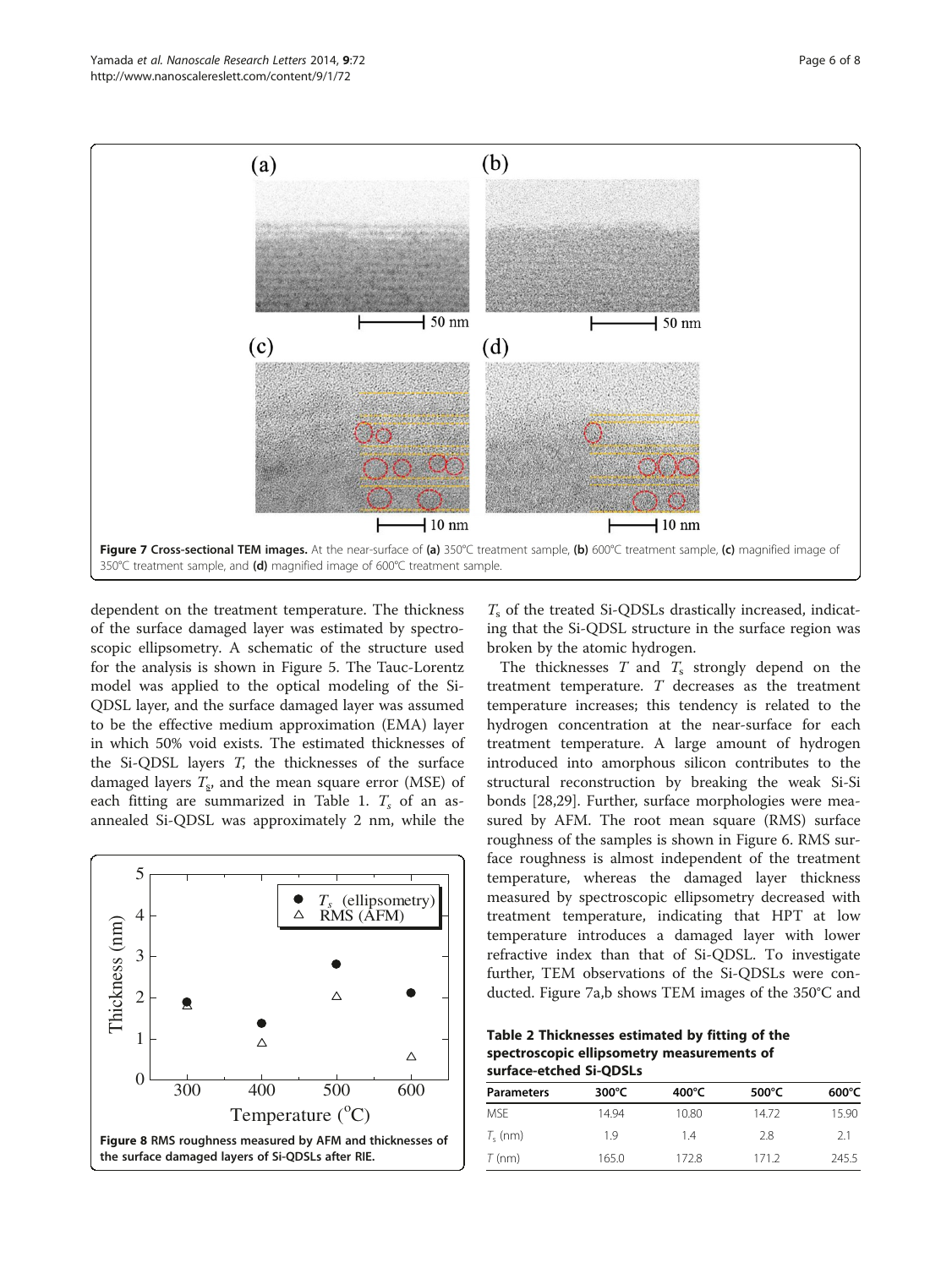Figure 7 Cross-sectional TEM images. At the near-surface of (a) 350°C treatment sample, (b) 600°C treatment sample, (c) magnified image of 350°C treatment sample, and (d) magnified image of 600°C treatment sample.

dependent on the treatment temperature. The thickness of the surface damaged layer was estimated by spectroscopic ellipsometry. A schematic of the structure used for the analysis is shown in Figure 5. The Tauc-Lorentz model was applied to the optical modeling of the Si-QDSL layer, and the surface damaged layer was assumed to be the effective medium approximation (EMA) layer in which 50% void exists. The estimated thicknesses of the Si-QDSL layers $T$, the thicknesses of the surface damaged layers $T_s$, and the mean square error (MSE) of each fitting are summarized in Table 1. $T_s$ of an as-annealed Si-QDSL was approximately 2 nm, while the $T_s$ of the treated Si-QDSLs drastically increased, indicating that the Si-QDSL structure in the surface region was broken by the atomic hydrogen.

The thicknesses $T$ and $T_s$ strongly depend on the treatment temperature. $T$ decreases as the treatment temperature increases; this tendency is related to the hydrogen concentration at the near-surface for each treatment temperature. A large amount of hydrogen introduced into amorphous silicon contributes to the structural reconstruction by breaking the weak Si-Si bonds [28,29]. Further, surface morphologies were measured by AFM. The root mean square (RMS) surface roughness of the samples is shown in Figure 6. RMS surface roughness is almost independent of the treatment temperature, whereas the damaged layer thickness measured by spectroscopic ellipsometry decreased with treatment temperature, indicating that HPT at low temperature introduces a damaged layer with lower refractive index than that of Si-QDSL. To investigate further, TEM observations of the Si-QDSLs were conducted. Figure 7a,b shows TEM images of the 350°C and

Figure 8 RMS roughness measured by AFM and thicknesses of the surface damaged layers of Si-QDSLs after RIE.

**Table 2 Thicknesses estimated by fitting of the spectroscopic ellipsometry measurements of surface-etched Si-QDSLs**

| Parameters | 300°C | 400°C | 500°C | 600°C |
|---|---|---|---|---|
| MSE | 14.94 | 10.80 | 14.72 | 15.90 |
| $T_s$ (nm) | 1.9 | 1.4 | 2.8 | 2.1 |
| $T$ (nm) | 165.0 | 172.8 | 171.2 | 245.5 |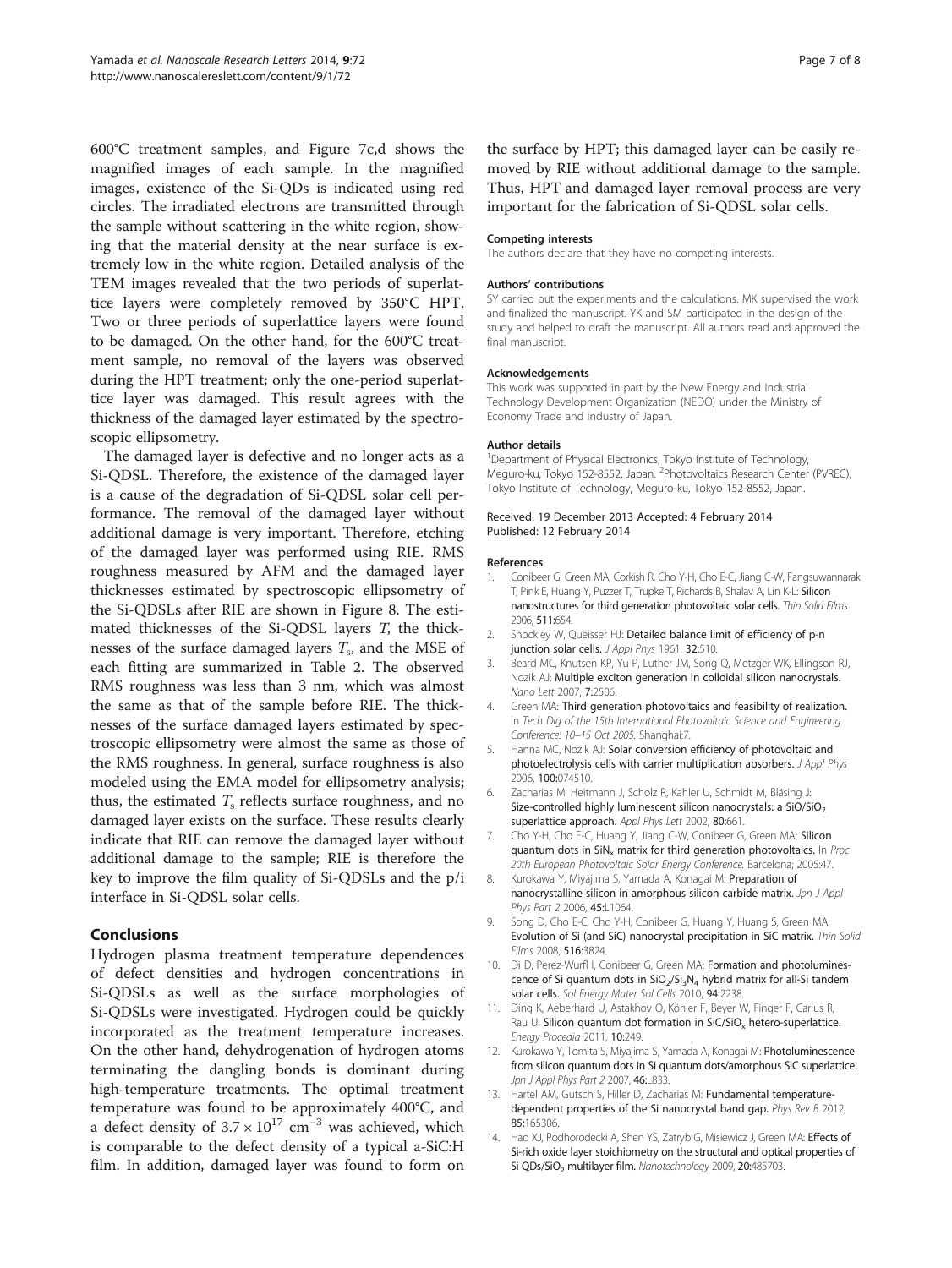600°C treatment samples, and Figure 7c,d shows the magnified images of each sample. In the magnified images, existence of the Si-QDs is indicated using red circles. The irradiated electrons are transmitted through the sample without scattering in the white region, showing that the material density at the near surface is extremely low in the white region. Detailed analysis of the TEM images revealed that the two periods of superlattice layers were completely removed by 350°C HPT. Two or three periods of superlattice layers were found to be damaged. On the other hand, for the 600°C treatment sample, no removal of the layers was observed during the HPT treatment; only the one-period superlattice layer was damaged. This result agrees with the thickness of the damaged layer estimated by the spectroscopic ellipsometry.

The damaged layer is defective and no longer acts as a Si-QDSL. Therefore, the existence of the damaged layer is a cause of the degradation of Si-QDSL solar cell performance. The removal of the damaged layer without additional damage is very important. Therefore, etching of the damaged layer was performed using RIE. RMS roughness measured by AFM and the damaged layer thicknesses estimated by spectroscopic ellipsometry of the Si-QDSLs after RIE are shown in Figure 8. The estimated thicknesses of the Si-QDSL layers $T$, the thicknesses of the surface damaged layers $T_s$, and the MSE of each fitting are summarized in Table 2. The observed RMS roughness was less than 3 nm, which was almost the same as that of the sample before RIE. The thicknesses of the surface damaged layers estimated by spectroscopic ellipsometry were almost the same as those of the RMS roughness. In general, surface roughness is also modeled using the EMA model for ellipsometry analysis; thus, the estimated $T_s$ reflects surface roughness, and no damaged layer exists on the surface. These results clearly indicate that RIE can remove the damaged layer without additional damage to the sample; RIE is therefore the key to improve the film quality of Si-QDSLs and the p/i interface in Si-QDSL solar cells.

## Conclusions

Hydrogen plasma treatment temperature dependences of defect densities and hydrogen concentrations in Si-QDSLs as well as the surface morphologies of Si-QDSLs were investigated. Hydrogen could be quickly incorporated as the treatment temperature increases. On the other hand, dehydrogenation of hydrogen atoms terminating the dangling bonds is dominant during high-temperature treatments. The optimal treatment temperature was found to be approximately 400°C, and a defect density of $3.7 \times 10^{17}$ cm$^{-3}$ was achieved, which is comparable to the defect density of a typical a-SiC:H film. In addition, damaged layer was found to form on the surface by HPT; this damaged layer can be easily removed by RIE without additional damage to the sample. Thus, HPT and damaged layer removal process are very important for the fabrication of Si-QDSL solar cells.

#### Competing interests

The authors declare that they have no competing interests.

#### Authors' contributions

SY carried out the experiments and the calculations. MK supervised the work and finalized the manuscript. YK and SM participated in the design of the study and helped to draft the manuscript. All authors read and approved the final manuscript.

#### Acknowledgements

This work was supported in part by the New Energy and Industrial Technology Development Organization (NEDO) under the Ministry of Economy Trade and Industry of Japan.

#### Author details

[1]Department of Physical Electronics, Tokyo Institute of Technology, Meguro-ku, Tokyo 152-8552, Japan. [2]Photovoltaics Research Center (PVREC), Tokyo Institute of Technology, Meguro-ku, Tokyo 152-8552, Japan.

Received: 19 December 2013 Accepted: 4 February 2014
Published: 12 February 2014

#### References

1. Conibeer G, Green MA, Corkish R, Cho Y-H, Cho E-C, Jiang C-W, Fangsuwannarak T, Pink E, Huang Y, Puzzer T, Trupke T, Richards B, Shalav A, Lin K-L: **Silicon nanostructures for third generation photovoltaic solar cells.** *Thin Solid Films* 2006, **511:**654.
2. Shockley W, Queisser HJ: **Detailed balance limit of efficiency of p-n junction solar cells.** *J Appl Phys* 1961, **32:**510.
3. Beard MC, Knutsen KP, Yu P, Luther JM, Song Q, Metzger WK, Ellingson RJ, Nozik AJ: **Multiple exciton generation in colloidal silicon nanocrystals.** *Nano Lett* 2007, **7:**2506.
4. Green MA: **Third generation photovoltaics and feasibility of realization.** In *Tech Dig of the 15th International Photovoltaic Science and Engineering Conference: 10–15 Oct 2005.* Shanghai:7.
5. Hanna MC, Nozik AJ: **Solar conversion efficiency of photovoltaic and photoelectrolysis cells with carrier multiplication absorbers.** *J Appl Phys* 2006, **100:**074510.
6. Zacharias M, Heitmann J, Scholz R, Kahler U, Schmidt M, Bläsing J: **Size-controlled highly luminescent silicon nanocrystals: a SiO/$SiO_2$ superlattice approach.** *Appl Phys Lett* 2002, **80:**661.
7. Cho Y-H, Cho E-C, Huang Y, Jiang C-W, Conibeer G, Green MA: **Silicon quantum dots in $SiN_x$ matrix for third generation photovoltaics.** In *Proc 20th European Photovoltaic Solar Energy Conference.* Barcelona; 2005:47.
8. Kurokawa Y, Miyajima S, Yamada A, Konagai M: **Preparation of nanocrystalline silicon in amorphous silicon carbide matrix.** *Jpn J Appl Phys Part 2* 2006, **45:**L1064.
9. Song D, Cho E-C, Cho Y-H, Conibeer G, Huang Y, Huang S, Green MA: **Evolution of Si (and SiC) nanocrystal precipitation in SiC matrix.** *Thin Solid Films* 2008, **516:**3824.
10. Di D, Perez-Wurfl I, Conibeer G, Green MA: **Formation and photoluminescence of Si quantum dots in $SiO_2$/$Si_3N_4$ hybrid matrix for all-Si tandem solar cells.** *Sol Energy Mater Sol Cells* 2010, **94:**2238.
11. Ding K, Aeberhard U, Astakhov O, Köhler F, Beyer W, Finger F, Carius R, Rau U: **Silicon quantum dot formation in SiC/$SiO_x$ hetero-superlattice.** *Energy Procedia* 2011, **10:**249.
12. Kurokawa Y, Tomita S, Miyajima S, Yamada A, Konagai M: **Photoluminescence from silicon quantum dots in Si quantum dots/amorphous SiC superlattice.** *Jpn J Appl Phys Part 2* 2007, **46:**L833.
13. Hartel AM, Gutsch S, Hiller D, Zacharias M: **Fundamental temperature-dependent properties of the Si nanocrystal band gap.** *Phys Rev B* 2012, **85:**165306.
14. Hao XJ, Podhorodecki A, Shen YS, Zatryb G, Misiewicz J, Green MA: **Effects of Si-rich oxide layer stoichiometry on the structural and optical properties of Si QDs/$SiO_2$ multilayer film.** *Nanotechnology* 2009, **20:**485703.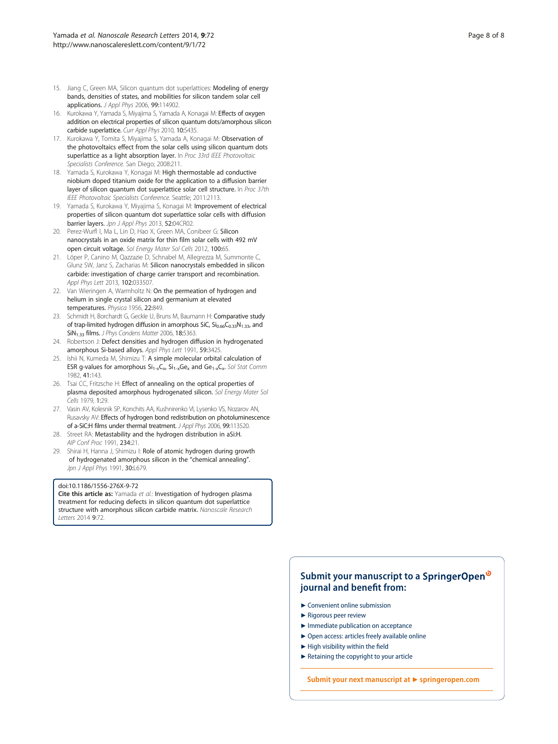15. Jiang C, Green MA, Silicon quantum dot superlattices: **Modeling of energy bands, densities of states, and mobilities for silicon tandem solar cell applications.** *J Appl Phys* 2006, **99:**114902.
16. Kurokawa Y, Yamada S, Miyajima S, Yamada A, Konagai M: **Effects of oxygen addition on electrical properties of silicon quantum dots/amorphous silicon carbide superlattice.** *Curr Appl Phys* 2010, **10:**S435.
17. Kurokawa Y, Tomita S, Miyajima S, Yamada A, Konagai M: **Observation of the photovoltaics effect from the solar cells using silicon quantum dots superlattice as a light absorption layer.** In *Proc 33rd IEEE Photovoltaic Specialists Conference.* San Diego; 2008:211.
18. Yamada S, Kurokawa Y, Konagai M: **High thermostable ad conductive niobium doped titanium oxide for the application to a diffusion barrier layer of silicon quantum dot superlattice solar cell structure.** In *Proc 37th IEEE Photovoltaic Specialists Conference.* Seattle; 2011:2113.
19. Yamada S, Kurokawa Y, Miyajima S, Konagai M: **Improvement of electrical properties of silicon quantum dot superlattice solar cells with diffusion barrier layers.** *Jpn J Appl Phys* 2013, **52:**04CR02.
20. Perez-Wurfl I, Ma L, Lin D, Hao X, Green MA, Conibeer G: **Silicon nanocrystals in an oxide matrix for thin film solar cells with 492 mV open circuit voltage.** *Sol Energy Mater Sol Cells* 2012, **100:**65.
21. Löper P, Canino M, Qazzazie D, Schnabel M, Allegrezza M, Summonte C, Glunz SW, Janz S, Zacharias M: **Silicon nanocrystals embedded in silicon carbide: investigation of charge carrier transport and recombination.** *Appl Phys Lett* 2013, **102:**033507.
22. Van Wieringen A, Warmholtz N: **On the permeation of hydrogen and helium in single crystal silicon and germanium at elevated temperatures.** *Physica* 1956, **22:**849.
23. Schmidt H, Borchardt G, Geckle U, Bruns M, Baumann H: **Comparative study of trap-limited hydrogen diffusion in amorphous SiC, $Si_{0.66}C_{0.33}N_{1.33}$, and $SiN_{1.33}$ films.** *J Phys Condens Matter* 2006, **18:**5363.
24. Robertson J: **Defect densities and hydrogen diffusion in hydrogenated amorphous Si-based alloys.** *Appl Phys Lett* 1991, **59:**3425.
25. Ishii N, Kumeda M, Shimizu T: **A simple molecular orbital calculation of ESR g-values for amorphous $Si_{1-x}C_x$, $Si_{1-x}Ge_x$ and $Ge_{1-x}C_x$.** *Sol Stat Comm* 1982, **41:**143.
26. Tsai CC, Fritzsche H: **Effect of annealing on the optical properties of plasma deposited amorphous hydrogenated silicon.** *Sol Energy Mater Sol Cells* 1979, **1:**29.
27. Vasin AV, Kolesnik SP, Konchits AA, Kushnirenko VI, Lysenko VS, Nozarov AN, Rusavsky AV: **Effects of hydrogen bond redistribution on photoluminescence of a-SiC:H films under thermal treatment.** *J Appl Phys* 2006, **99:**113520.
28. Street RA: **Metastability and the hydrogen distribution in aSi:H.** *AIP Conf Proc* 1991, **234:**21.
29. Shirai H, Hanna J, Shimizu I: **Role of atomic hydrogen during growth of hydrogenated amorphous silicon in the "chemical annealing".** *Jpn J Appl Phys* 1991, **30:**L679.

doi:10.1186/1556-276X-9-72

**Cite this article as:** Yamada *et al.*: Investigation of hydrogen plasma treatment for reducing defects in silicon quantum dot superlattice structure with amorphous silicon carbide matrix. *Nanoscale Research Letters* 2014 **9**:72.

**Submit your manuscript to a SpringerOpen journal and benefit from:**

- ► Convenient online submission
- ► Rigorous peer review
- ► Immediate publication on acceptance
- ► Open access: articles freely available online
- ► High visibility within the field
- ► Retaining the copyright to your article

**Submit your next manuscript at ► springeropen.com**